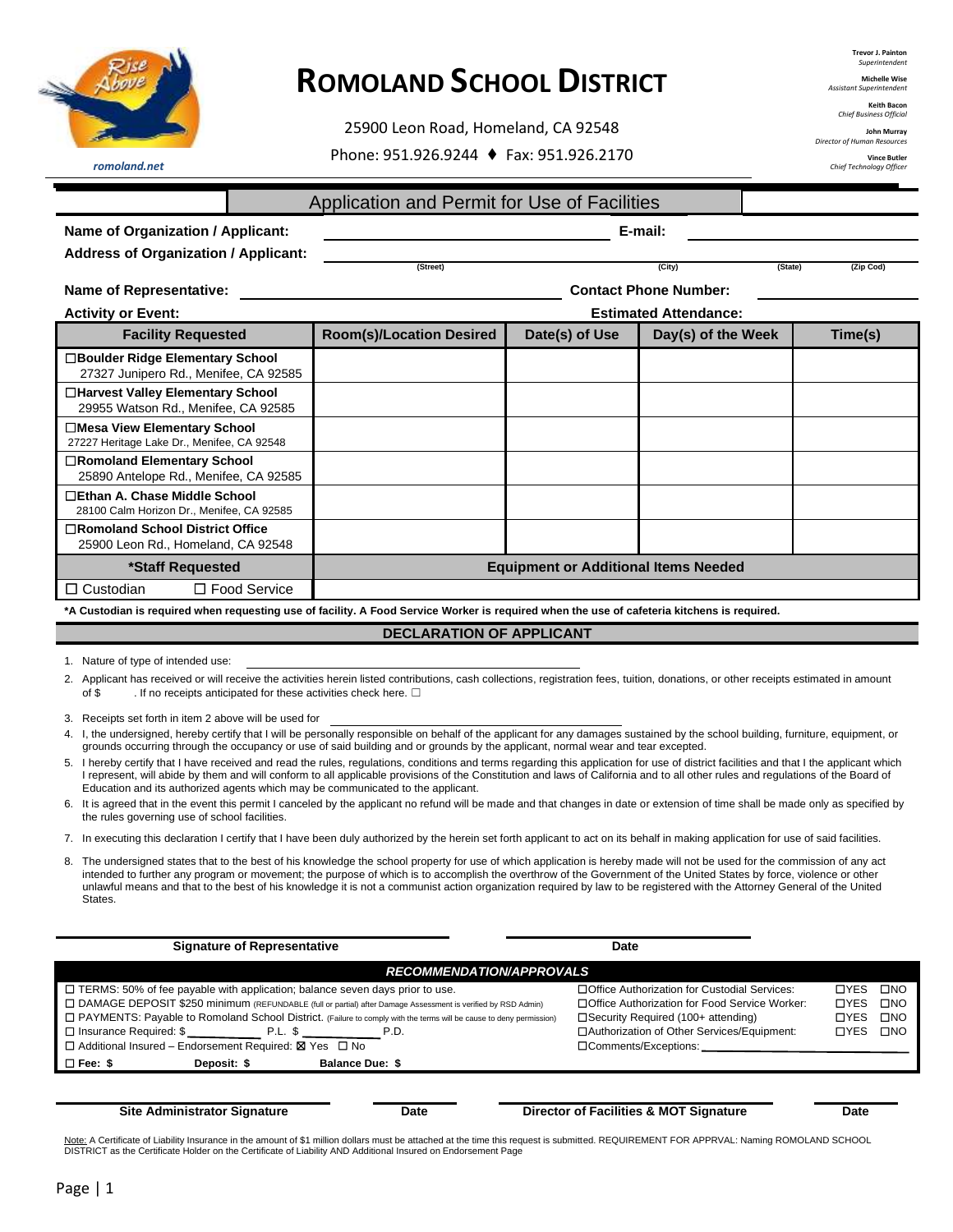# ROMOLAND SCHOOL DISTRICT

25900 Leon Road, Homeland, CA 92548

Phone: 951.926.9244 ♦ Fax: 951.926.2170

romoland.net

**Trevor J. Painton**
*Superintendent*

**Michelle Wise**
*Assistant Superintendent*

**Keith Bacon**
*Chief Business Official*

**John Murray**
*Director of Human Resources*

**Vince Butler**
*Chief Technology Officer*

## Application and Permit for Use of Facilities

**Name of Organization / Applicant:** ______________________ **E-mail:** ______________________

**Address of Organization / Applicant:** ______________________
(Street) (City) (State) (Zip Cod)

**Name of Representative:** ______________________ **Contact Phone Number:** ______________________

**Activity or Event:** **Estimated Attendance:**

| Facility Requested | Room(s)/Location Desired | Date(s) of Use | Day(s) of the Week | Time(s) |
|---|---|---|---|---|
| ☐**Boulder Ridge Elementary School** 27327 Junipero Rd., Menifee, CA 92585 | | | | |
| ☐**Harvest Valley Elementary School** 29955 Watson Rd., Menifee, CA 92585 | | | | |
| ☐**Mesa View Elementary School** 27227 Heritage Lake Dr., Menifee, CA 92548 | | | | |
| ☐**Romoland Elementary School** 25890 Antelope Rd., Menifee, CA 92585 | | | | |
| ☐**Ethan A. Chase Middle School** 28100 Calm Horizon Dr., Menifee, CA 92585 | | | | |
| ☐**Romoland School District Office** 25900 Leon Rd., Homeland, CA 92548 | | | | |

| *Staff Requested | Equipment or Additional Items Needed |
|---|---|
| ☐ Custodian ☐ Food Service | |

**\*A Custodian is required when requesting use of facility. A Food Service Worker is required when the use of cafeteria kitchens is required.**

### DECLARATION OF APPLICANT

1. Nature of type of intended use: ______________________
2. Applicant has received or will receive the activities herein listed contributions, cash collections, registration fees, tuition, donations, or other receipts estimated in amount of $ . If no receipts anticipated for these activities check here. ☐
3. Receipts set forth in item 2 above will be used for ______________________
4. I, the undersigned, hereby certify that I will be personally responsible on behalf of the applicant for any damages sustained by the school building, furniture, equipment, or grounds occurring through the occupancy or use of said building and or grounds by the applicant, normal wear and tear excepted.
5. I hereby certify that I have received and read the rules, regulations, conditions and terms regarding this application for use of district facilities and that I the applicant which I represent, will abide by them and will conform to all applicable provisions of the Constitution and laws of California and to all other rules and regulations of the Board of Education and its authorized agents which may be communicated to the applicant.
6. It is agreed that in the event this permit I canceled by the applicant no refund will be made and that changes in date or extension of time shall be made only as specified by the rules governing use of school facilities.
7. In executing this declaration I certify that I have been duly authorized by the herein set forth applicant to act on its behalf in making application for use of said facilities.
8. The undersigned states that to the best of his knowledge the school property for use of which application is hereby made will not be used for the commission of any act intended to further any program or movement; the purpose of which is to accomplish the overthrow of the Government of the United States by force, violence or other unlawful means and that to the best of his knowledge it is not a communist action organization required by law to be registered with the Attorney General of the United States.

______________________ ______________________
**Signature of Representative** **Date**

### *RECOMMENDATION/APPROVALS*

☐ TERMS: 50% of fee payable with application; balance seven days prior to use.
☐ DAMAGE DEPOSIT $250 minimum (REFUNDABLE (full or partial) after Damage Assessment is verified by RSD Admin)
☐ PAYMENTS: Payable to Romoland School District. (Failure to comply with the terms will be cause to deny permission)
☐ Insurance Required: $ ________ P.L. $ ________ P.D.
☐ Additional Insured – Endorsement Required: ☒ Yes ☐ No
☐ **Fee: $** **Deposit: $** **Balance Due: $**

☐Office Authorization for Custodial Services: ☐YES ☐NO
☐Office Authorization for Food Service Worker: ☐YES ☐NO
☐Security Required (100+ attending) ☐YES ☐NO
☐Authorization of Other Services/Equipment: ☐YES ☐NO
☐Comments/Exceptions: ______________________

______________________ ________ ______________________ ________
**Site Administrator Signature** **Date** **Director of Facilities & MOT Signature** **Date**

Note: A Certificate of Liability Insurance in the amount of $1 million dollars must be attached at the time this request is submitted. REQUIREMENT FOR APPRVAL: Naming ROMOLAND SCHOOL DISTRICT as the Certificate Holder on the Certificate of Liability AND Additional Insured on Endorsement Page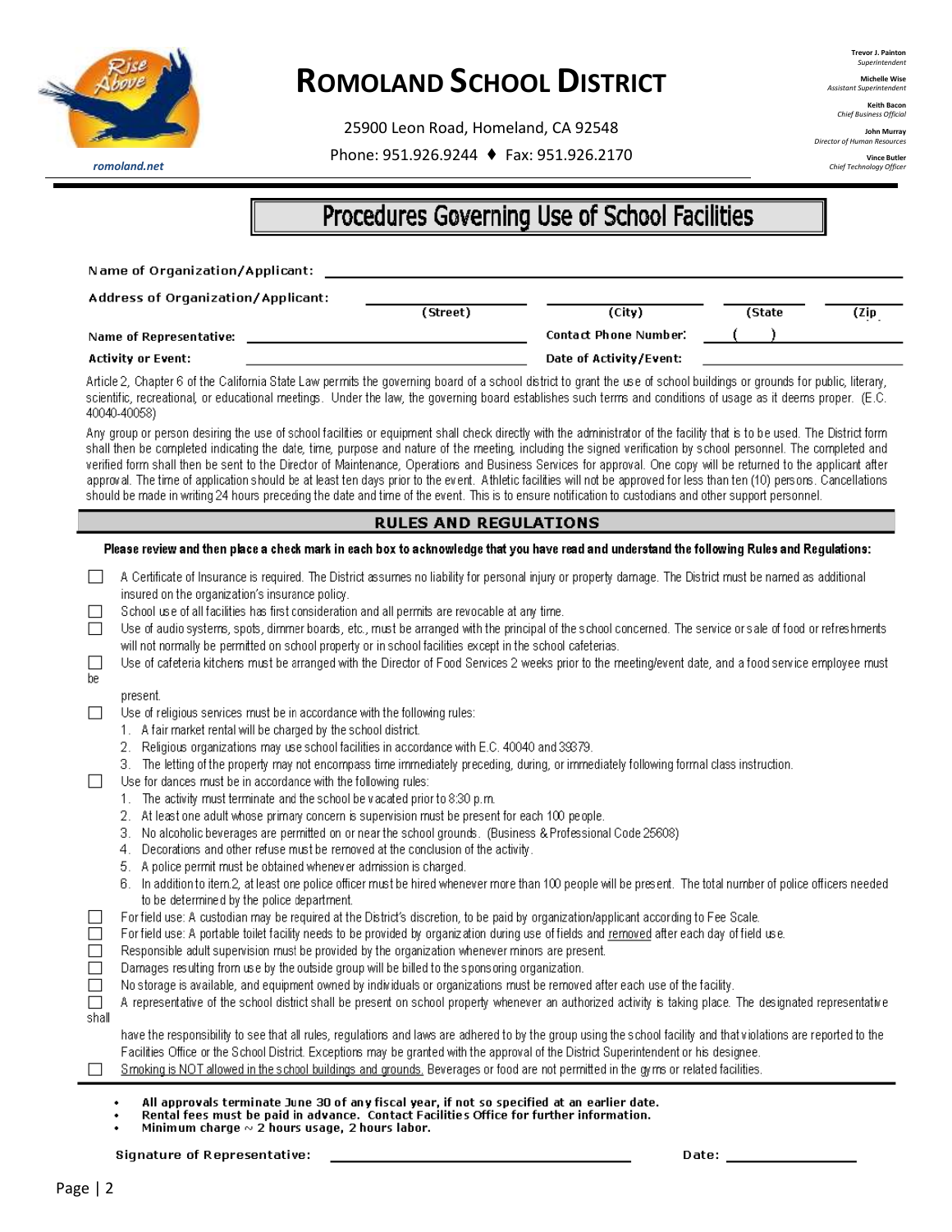# ROMOLAND SCHOOL DISTRICT

25900 Leon Road, Homeland, CA 92548

Phone: 951.926.9244 ♦ Fax: 951.926.2170

romoland.net

**Trevor J. Painton**
*Superintendent*

**Michelle Wise**
*Assistant Superintendent*

**Keith Bacon**
*Chief Business Official*

**John Murray**
*Director of Human Resources*

**Vince Butler**
*Chief Technology Officer*

## Procedures Governing Use of School Facilities

Name of Organization/Applicant: ______________________________

Address of Organization/Applicant: ______________ (Street) ______________ (City) ______________ (State ______________ (Zip

Name of Representative: ______________________________ Contact Phone Number: (    ) ______________

Activity or Event: ______________________________ Date of Activity/Event: ______________

Article 2, Chapter 6 of the California State Law permits the governing board of a school district to grant the use of school buildings or grounds for public, literary, scientific, recreational, or educational meetings. Under the law, the governing board establishes such terms and conditions of usage as it deems proper. (E.C. 40040-40058)

Any group or person desiring the use of school facilities or equipment shall check directly with the administrator of the facility that is to be used. The District form shall then be completed indicating the date, time, purpose and nature of the meeting, including the signed verification by school personnel. The completed and verified form shall then be sent to the Director of Maintenance, Operations and Business Services for approval. One copy will be returned to the applicant after approval. The time of application should be at least ten days prior to the event. Athletic facilities will not be approved for less than ten (10) persons. Cancellations should be made in writing 24 hours preceding the date and time of the event. This is to ensure notification to custodians and other support personnel.

## RULES AND REGULATIONS

**Please review and then place a check mark in each box to acknowledge that you have read and understand the following Rules and Regulations:**

- ☐ A Certificate of Insurance is required. The District assumes no liability for personal injury or property damage. The District must be named as additional insured on the organization's insurance policy.
- ☐ School use of all facilities has first consideration and all permits are revocable at any time.
- ☐ Use of audio systems, spots, dimmer boards, etc., must be arranged with the principal of the school concerned. The service or sale of food or refreshments will not normally be permitted on school property or in school facilities except in the school cafeterias.
- ☐ Use of cafeteria kitchens must be arranged with the Director of Food Services 2 weeks prior to the meeting/event date, and a food service employee must be present.
- ☐ Use of religious services must be in accordance with the following rules:
  1. A fair market rental will be charged by the school district.
  2. Religious organizations may use school facilities in accordance with E.C. 40040 and 39379.
  3. The letting of the property may not encompass time immediately preceding, during, or immediately following formal class instruction.
- ☐ Use for dances must be in accordance with the following rules:
  1. The activity must terminate and the school be vacated prior to 8:30 p.m.
  2. At least one adult whose primary concern is supervision must be present for each 100 people.
  3. No alcoholic beverages are permitted on or near the school grounds. (Business & Professional Code 25608)
  4. Decorations and other refuse must be removed at the conclusion of the activity.
  5. A police permit must be obtained whenever admission is charged.
  6. In addition to item 2, at least one police officer must be hired whenever more than 100 people will be present. The total number of police officers needed to be determined by the police department.
- ☐ For field use: A custodian may be required at the District's discretion, to be paid by organization/applicant according to Fee Scale.
- ☐ For field use: A portable toilet facility needs to be provided by organization during use of fields and <u>removed</u> after each day of field use.
- ☐ Responsible adult supervision must be provided by the organization whenever minors are present.
- ☐ Damages resulting from use by the outside group will be billed to the sponsoring organization.
- ☐ No storage is available, and equipment owned by individuals or organizations must be removed after each use of the facility.
- ☐ A representative of the school district shall be present on school property whenever an authorized activity is taking place. The designated representative shall have the responsibility to see that all rules, regulations and laws are adhered to by the group using the school facility and that violations are reported to the Facilities Office or the School District. Exceptions may be granted with the approval of the District Superintendent or his designee.
- ☐ <u>Smoking is NOT allowed in the school buildings and grounds.</u> Beverages or food are not permitted in the gyms or related facilities.

- **All approvals terminate June 30 of any fiscal year, if not so specified at an earlier date.**
- **Rental fees must be paid in advance. Contact Facilities Office for further information.**
- **Minimum charge ~ 2 hours usage, 2 hours labor.**

Signature of Representative: ______________________________ Date: ______________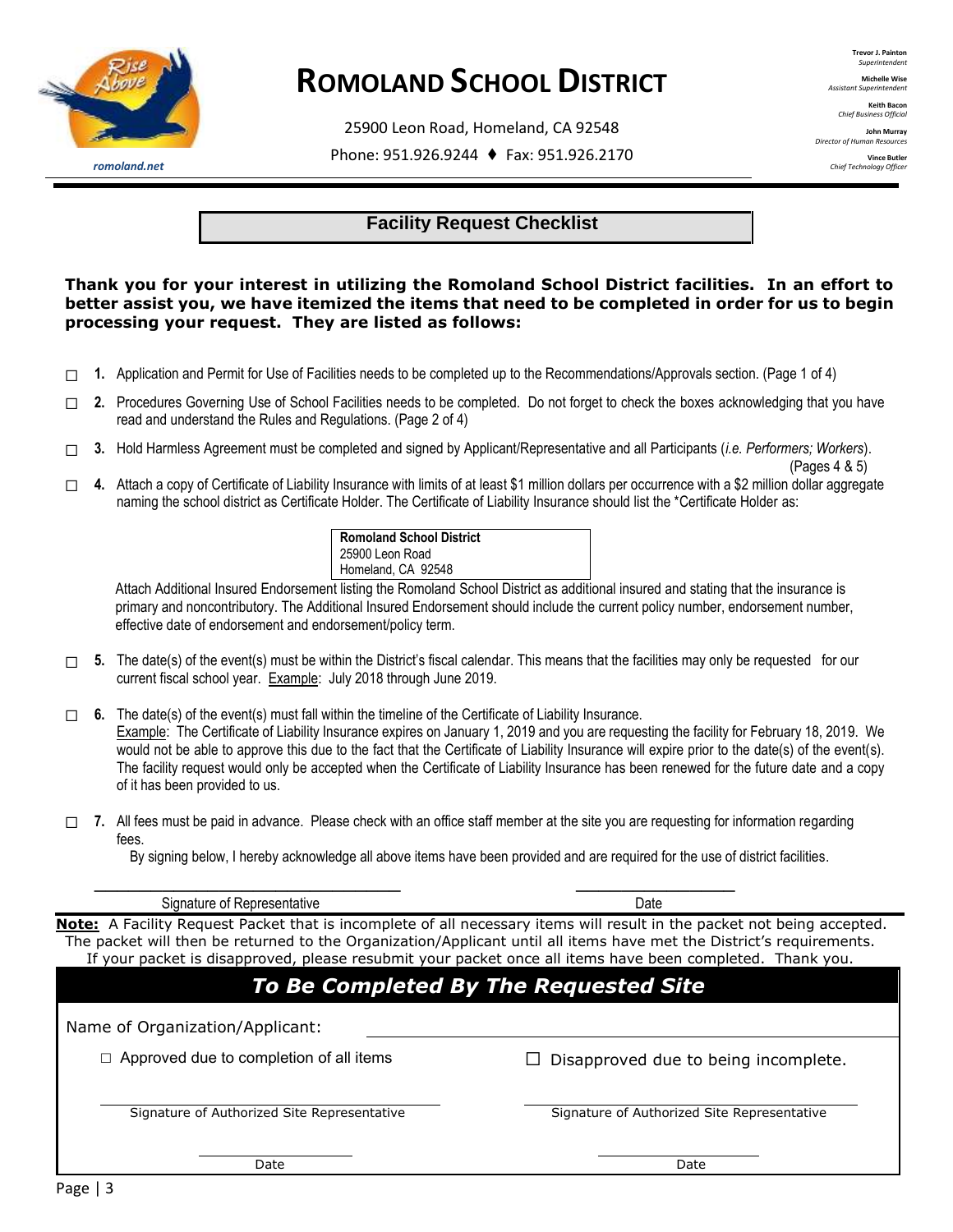# ROMOLAND SCHOOL DISTRICT

25900 Leon Road, Homeland, CA 92548

Phone: 951.926.9244 ♦ Fax: 951.926.2170

romoland.net

**Trevor J. Painton**
*Superintendent*

**Michelle Wise**
*Assistant Superintendent*

**Keith Bacon**
*Chief Business Official*

**John Murray**
*Director of Human Resources*

**Vince Butler**
*Chief Technology Officer*

## Facility Request Checklist

**Thank you for your interest in utilizing the Romoland School District facilities. In an effort to better assist you, we have itemized the items that need to be completed in order for us to begin processing your request. They are listed as follows:**

☐ **1.** Application and Permit for Use of Facilities needs to be completed up to the Recommendations/Approvals section. (Page 1 of 4)

☐ **2.** Procedures Governing Use of School Facilities needs to be completed. Do not forget to check the boxes acknowledging that you have read and understand the Rules and Regulations. (Page 2 of 4)

☐ **3.** Hold Harmless Agreement must be completed and signed by Applicant/Representative and all Participants (*i.e. Performers; Workers*). (Pages 4 & 5)

☐ **4.** Attach a copy of Certificate of Liability Insurance with limits of at least $1 million dollars per occurrence with a $2 million dollar aggregate naming the school district as Certificate Holder. The Certificate of Liability Insurance should list the *Certificate Holder as:

**Romoland School District**
25900 Leon Road
Homeland, CA 92548

Attach Additional Insured Endorsement listing the Romoland School District as additional insured and stating that the insurance is primary and noncontributory. The Additional Insured Endorsement should include the current policy number, endorsement number, effective date of endorsement and endorsement/policy term.

☐ **5.** The date(s) of the event(s) must be within the District's fiscal calendar. This means that the facilities may only be requested for our current fiscal school year. Example: July 2018 through June 2019.

☐ **6.** The date(s) of the event(s) must fall within the timeline of the Certificate of Liability Insurance.
Example: The Certificate of Liability Insurance expires on January 1, 2019 and you are requesting the facility for February 18, 2019. We would not be able to approve this due to the fact that the Certificate of Liability Insurance will expire prior to the date(s) of the event(s). The facility request would only be accepted when the Certificate of Liability Insurance has been renewed for the future date and a copy of it has been provided to us.

☐ **7.** All fees must be paid in advance. Please check with an office staff member at the site you are requesting for information regarding fees.

By signing below, I hereby acknowledge all above items have been provided and are required for the use of district facilities.

\_\_\_\_\_\_\_\_\_\_\_\_\_\_\_\_\_\_\_\_\_\_\_\_\_\_\_\_\_\_ Signature of Representative

\_\_\_\_\_\_\_\_\_\_\_\_\_\_\_\_ Date

**Note:** A Facility Request Packet that is incomplete of all necessary items will result in the packet not being accepted. The packet will then be returned to the Organization/Applicant until all items have met the District's requirements. If your packet is disapproved, please resubmit your packet once all items have been completed. Thank you.

## *To Be Completed By The Requested Site*

Name of Organization/Applicant: \_\_\_\_\_\_\_\_\_\_\_\_\_\_\_\_\_\_\_\_\_\_\_\_\_\_\_\_\_\_

☐ Approved due to completion of all items

\_\_\_\_\_\_\_\_\_\_\_\_\_\_\_\_\_\_\_\_\_\_\_\_\_\_\_\_\_\_ Signature of Authorized Site Representative

\_\_\_\_\_\_\_\_\_\_\_\_\_\_\_\_ Date

☐ Disapproved due to being incomplete.

\_\_\_\_\_\_\_\_\_\_\_\_\_\_\_\_\_\_\_\_\_\_\_\_\_\_\_\_\_\_ Signature of Authorized Site Representative

\_\_\_\_\_\_\_\_\_\_\_\_\_\_\_\_ Date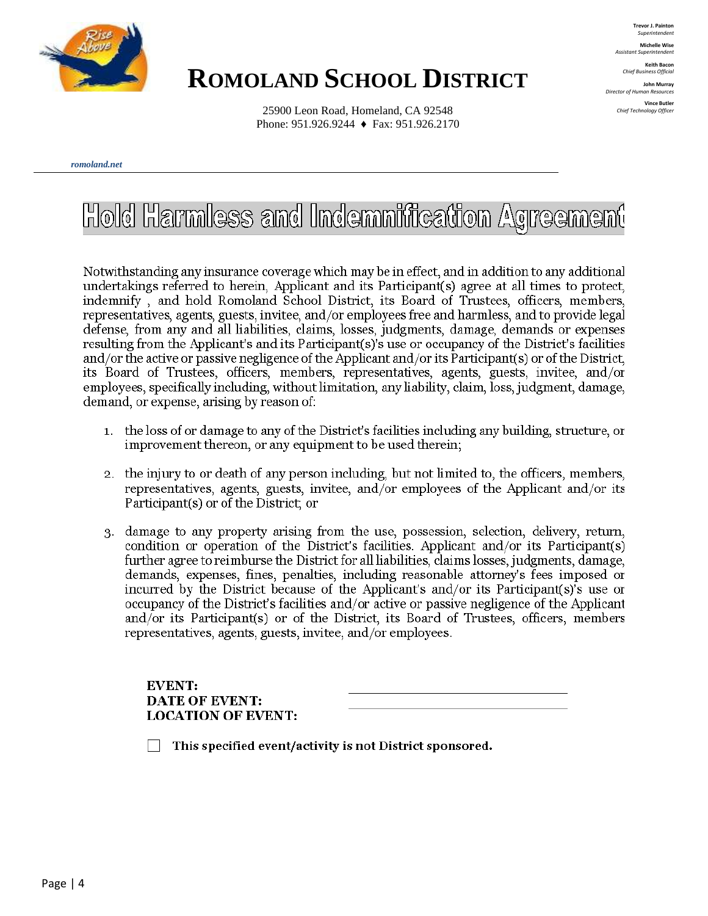# ROMOLAND SCHOOL DISTRICT

25900 Leon Road, Homeland, CA 92548
Phone: 951.926.9244 ♦ Fax: 951.926.2170

**Trevor J. Painton**
*Superintendent*

**Michelle Wise**
*Assistant Superintendent*

**Keith Bacon**
*Chief Business Official*

**John Murray**
*Director of Human Resources*

**Vince Butler**
*Chief Technology Officer*

*romoland.net*

## Hold Harmless and Indemnification Agreement

Notwithstanding any insurance coverage which may be in effect, and in addition to any additional undertakings referred to herein, Applicant and its Participant(s) agree at all times to protect, indemnify , and hold Romoland School District, its Board of Trustees, officers, members, representatives, agents, guests, invitee, and/or employees free and harmless, and to provide legal defense, from any and all liabilities, claims, losses, judgments, damage, demands or expenses resulting from the Applicant's and its Participant(s)'s use or occupancy of the District's facilities and/or the active or passive negligence of the Applicant and/or its Participant(s) or of the District, its Board of Trustees, officers, members, representatives, agents, guests, invitee, and/or employees, specifically including, without limitation, any liability, claim, loss, judgment, damage, demand, or expense, arising by reason of:

1. the loss of or damage to any of the District's facilities including any building, structure, or improvement thereon, or any equipment to be used therein;
2. the injury to or death of any person including, but not limited to, the officers, members, representatives, agents, guests, invitee, and/or employees of the Applicant and/or its Participant(s) or of the District; or
3. damage to any property arising from the use, possession, selection, delivery, return, condition or operation of the District's facilities. Applicant and/or its Participant(s) further agree to reimburse the District for all liabilities, claims losses, judgments, damage, demands, expenses, fines, penalties, including reasonable attorney's fees imposed or incurred by the District because of the Applicant's and/or its Participant(s)'s use or occupancy of the District's facilities and/or active or passive negligence of the Applicant and/or its Participant(s) or of the District, its Board of Trustees, officers, members representatives, agents, guests, invitee, and/or employees.

**EVENT:** ______________________________
**DATE OF EVENT:** ______________________________
**LOCATION OF EVENT:**

☐ **This specified event/activity is not District sponsored.**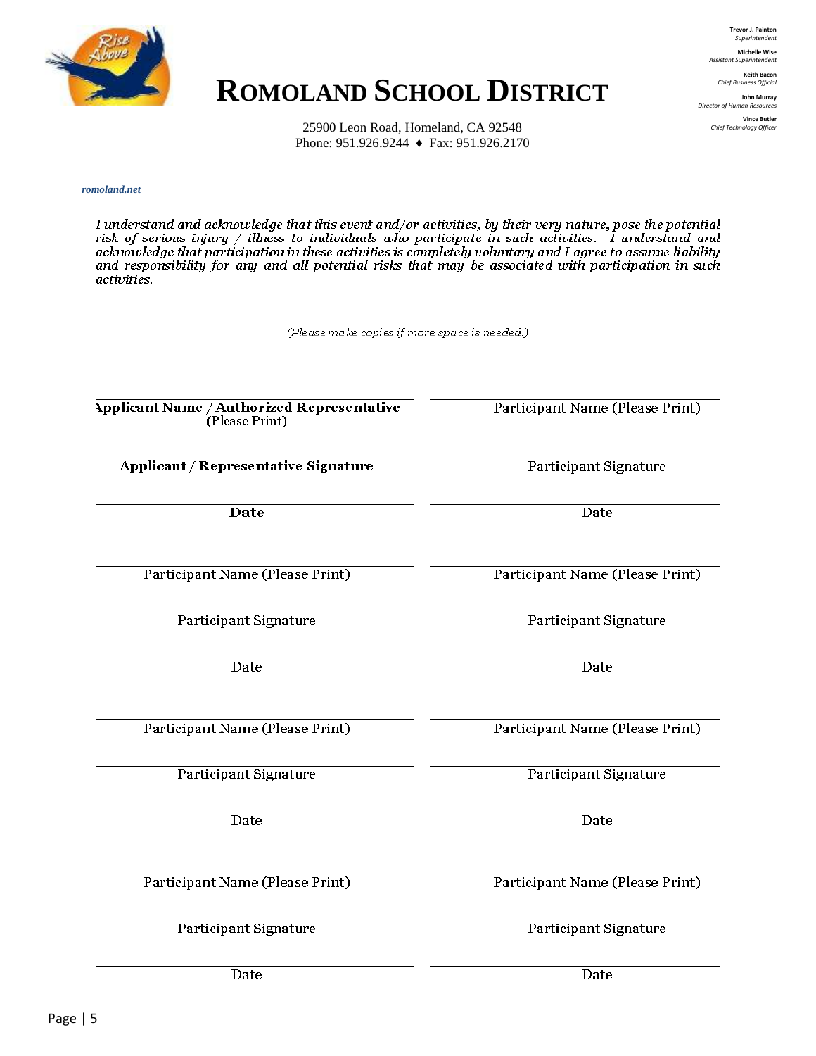# ROMOLAND SCHOOL DISTRICT

25900 Leon Road, Homeland, CA 92548
Phone: 951.926.9244 ♦ Fax: 951.926.2170

**Trevor J. Painton**
*Superintendent*

**Michelle Wise**
*Assistant Superintendent*

**Keith Bacon**
*Chief Business Official*

**John Murray**
*Director of Human Resources*

**Vince Butler**
*Chief Technology Officer*

*romoland.net*

---

*I understand and acknowledge that this event and/or activities, by their very nature, pose the potential risk of serious injury / illness to individuals who participate in such activities. I understand and acknowledge that participation in these activities is completely voluntary and I agree to assume liability and responsibility for any and all potential risks that may be associated with participation in such activities.*

*(Please make copies if more space is needed.)*

| | |
|---|---|
| **Applicant Name / Authorized Representative** (Please Print) | Participant Name (Please Print) |
| **Applicant / Representative Signature** | Participant Signature |
| **Date** | Date |
| Participant Name (Please Print) | Participant Name (Please Print) |
| Participant Signature | Participant Signature |
| Date | Date |
| Participant Name (Please Print) | Participant Name (Please Print) |
| Participant Signature | Participant Signature |
| Date | Date |
| Participant Name (Please Print) | Participant Name (Please Print) |
| Participant Signature | Participant Signature |
| Date | Date |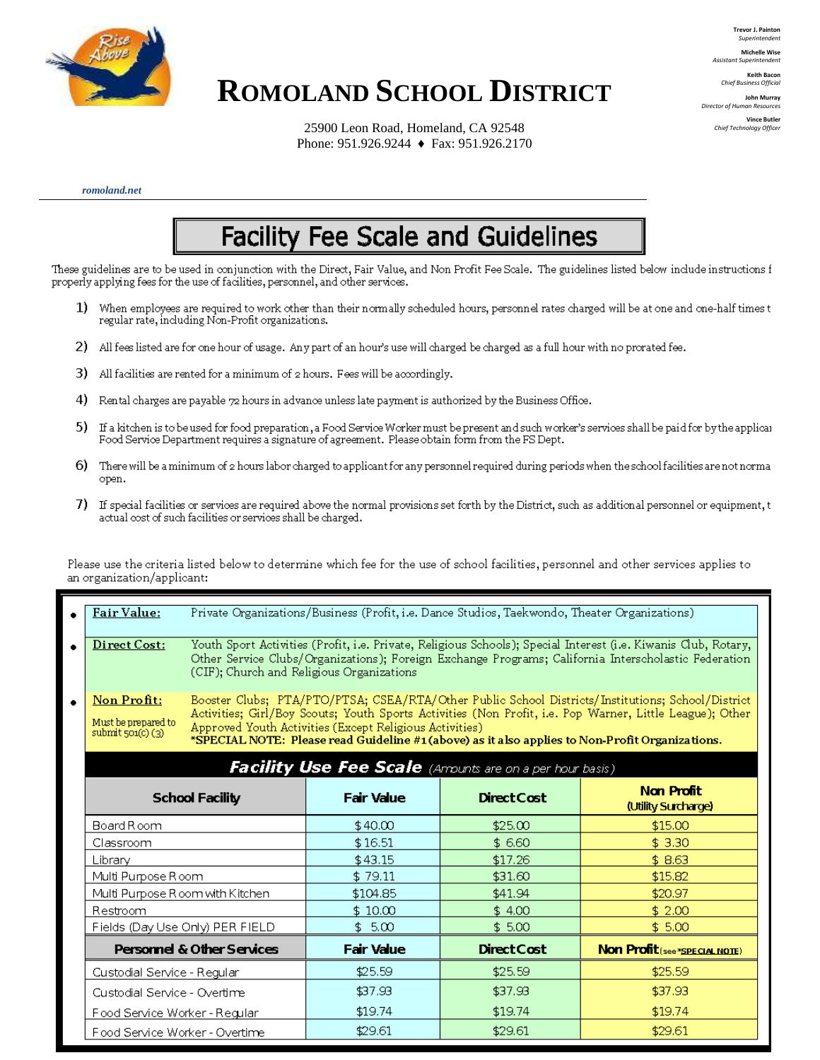# ROMOLAND SCHOOL DISTRICT

25900 Leon Road, Homeland, CA 92548
Phone: 951.926.9244 ♦ Fax: 951.926.2170

**Trevor J. Painton**
*Superintendent*

**Michelle Wise**
*Assistant Superintendent*

**Keith Bacon**
*Chief Business Official*

**John Murray**
*Director of Human Resources*

**Vince Butler**
*Chief Technology Officer*

*romoland.net*

## Facility Fee Scale and Guidelines

These guidelines are to be used in conjunction with the Direct, Fair Value, and Non Profit Fee Scale. The guidelines listed below include instructions f properly applying fees for the use of facilities, personnel, and other services.

1) When employees are required to work other than their normally scheduled hours, personnel rates charged will be at one and one-half times t regular rate, including Non-Profit organizations.
2) All fees listed are for one hour of usage. Any part of an hour's use will charged be charged as a full hour with no prorated fee.
3) All facilities are rented for a minimum of 2 hours. Fees will be accordingly.
4) Rental charges are payable 72 hours in advance unless late payment is authorized by the Business Office.
5) If a kitchen is to be used for food preparation, a Food Service Worker must be present and such worker's services shall be paid for by the applican Food Service Department requires a signature of agreement. Please obtain form from the FS Dept.
6) There will be a minimum of 2 hours labor charged to applicant for any personnel required during periods when the school facilities are not norma open.
7) If special facilities or services are required above the normal provisions set forth by the District, such as additional personnel or equipment, t actual cost of such facilities or services shall be charged.

Please use the criteria listed below to determine which fee for the use of school facilities, personnel and other services applies to an organization/applicant:

- **Fair Value:** Private Organizations/Business (Profit, i.e. Dance Studios, Taekwondo, Theater Organizations)
- **Direct Cost:** Youth Sport Activities (Profit, i.e. Private, Religious Schools); Special Interest (i.e. Kiwanis Club, Rotary, Other Service Clubs/Organizations); Foreign Exchange Programs; California Interscholastic Federation (CIF); Church and Religious Organizations
- **Non Profit:** (Must be prepared to submit 501(c) (3)) Booster Clubs; PTA/PTO/PTSA; CSEA/RTA/Other Public School Districts/Institutions; School/District Activities; Girl/Boy Scouts; Youth Sports Activities (Non Profit, i.e. Pop Warner, Little League); Other Approved Youth Activities (Except Religious Activities)
  **\*SPECIAL NOTE: Please read Guideline #1 (above) as it also applies to Non-Profit Organizations.**

### Facility Use Fee Scale *(Amounts are on a per hour basis)*

| School Facility | Fair Value | Direct Cost | Non Profit (Utility Surcharge) |
|---|---|---|---|
| Board Room | $40.00 | $25.00 | $15.00 |
| Classroom | $16.51 | $ 6.60 | $ 3.30 |
| Library | $43.15 | $17.26 | $ 8.63 |
| Multi Purpose Room | $ 79.11 | $31.60 | $15.82 |
| Multi Purpose Room with Kitchen | $104.85 | $41.94 | $20.97 |
| Restroom | $ 10.00 | $ 4.00 | $ 2.00 |
| Fields (Day Use Only) PER FIELD | $ 5.00 | $ 5.00 | $ 5.00 |
| **Personnel & Other Services** | **Fair Value** | **Direct Cost** | **Non Profit** (see *SPECIAL NOTE) |
| Custodial Service - Regular | $25.59 | $25.59 | $25.59 |
| Custodial Service - Overtime | $37.93 | $37.93 | $37.93 |
| Food Service Worker - Regular | $19.74 | $19.74 | $19.74 |
| Food Service Worker - Overtime | $29.61 | $29.61 | $29.61 |